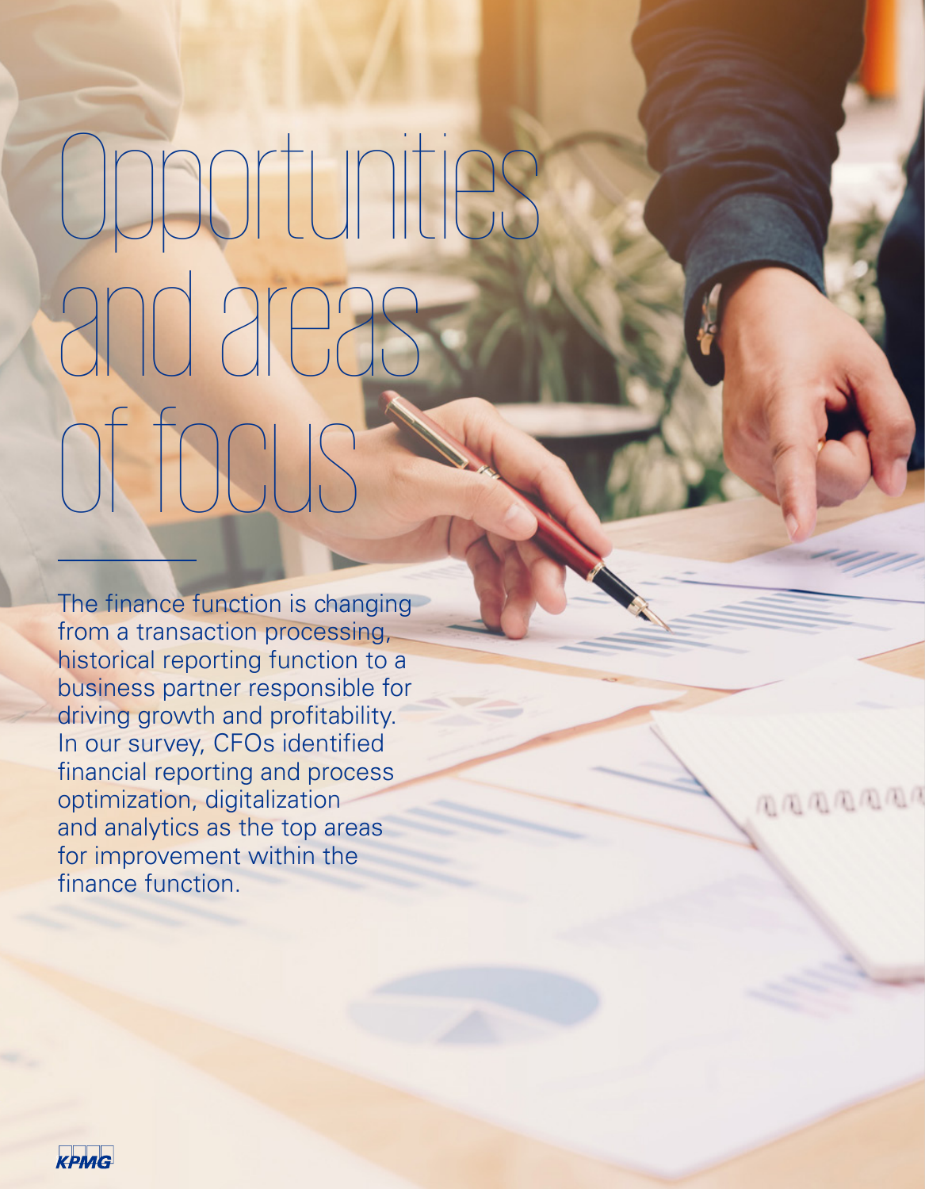# Opportunities and areas of focus

The finance function is changing from a transaction processing, historical reporting function to a business partner responsible for driving growth and profitability. In our survey, CFOs identified financial reporting and process optimization, digitalization and analytics as the top areas for improvement within the finance function.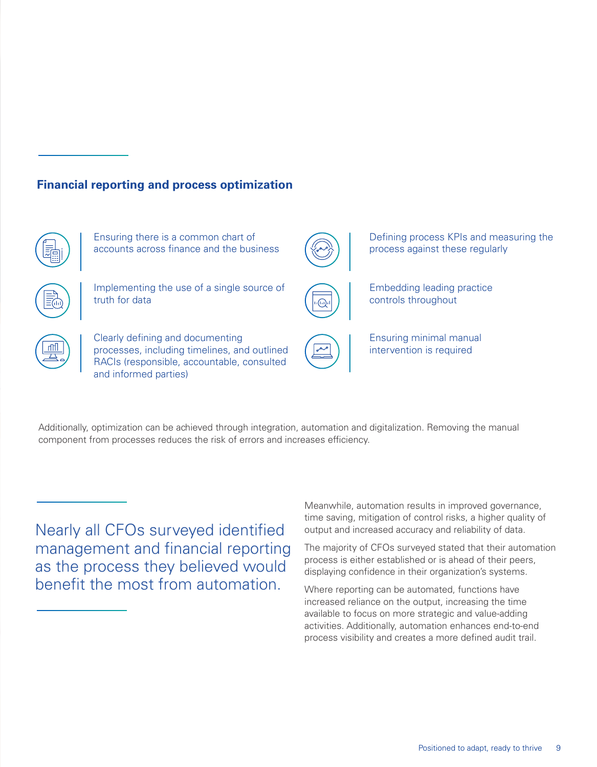## Financial reporting and process optimization

- Ensuring there is a common chart of accounts across finance and the business
- Implementing the use of a single source of truth for data
- Clearly defining and documenting processes, including timelines, and outlined RACIs (responsible, accountable, consulted and informed parties)
- Defining process KPIs and measuring the process against these regularly
- Embedding leading practice controls throughout
- Ensuring minimal manual intervention is required

Additionally, optimization can be achieved through integration, automation and digitalization. Removing the manual component from processes reduces the risk of errors and increases efficiency.

> Nearly all CFOs surveyed identified management and financial reporting as the process they believed would benefit the most from automation.

Meanwhile, automation results in improved governance, time saving, mitigation of control risks, a higher quality of output and increased accuracy and reliability of data.

The majority of CFOs surveyed stated that their automation process is either established or is ahead of their peers, displaying confidence in their organization's systems.

Where reporting can be automated, functions have increased reliance on the output, increasing the time available to focus on more strategic and value-adding activities. Additionally, automation enhances end-to-end process visibility and creates a more defined audit trail.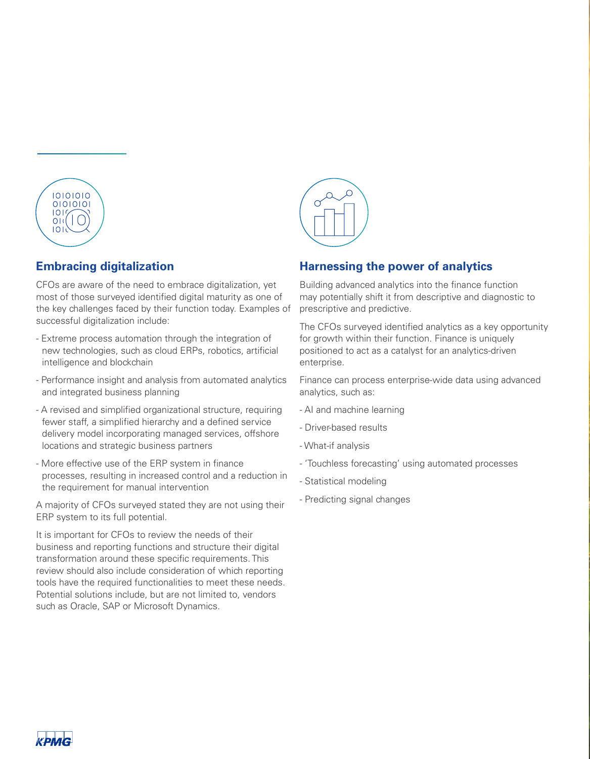## Embracing digitalization

CFOs are aware of the need to embrace digitalization, yet most of those surveyed identified digital maturity as one of the key challenges faced by their function today. Examples of successful digitalization include:

- Extreme process automation through the integration of new technologies, such as cloud ERPs, robotics, artificial intelligence and blockchain
- Performance insight and analysis from automated analytics and integrated business planning
- A revised and simplified organizational structure, requiring fewer staff, a simplified hierarchy and a defined service delivery model incorporating managed services, offshore locations and strategic business partners
- More effective use of the ERP system in finance processes, resulting in increased control and a reduction in the requirement for manual intervention

A majority of CFOs surveyed stated they are not using their ERP system to its full potential.

It is important for CFOs to review the needs of their business and reporting functions and structure their digital transformation around these specific requirements. This review should also include consideration of which reporting tools have the required functionalities to meet these needs. Potential solutions include, but are not limited to, vendors such as Oracle, SAP or Microsoft Dynamics.

## Harnessing the power of analytics

Building advanced analytics into the finance function may potentially shift it from descriptive and diagnostic to prescriptive and predictive.

The CFOs surveyed identified analytics as a key opportunity for growth within their function. Finance is uniquely positioned to act as a catalyst for an analytics-driven enterprise.

Finance can process enterprise-wide data using advanced analytics, such as:

- AI and machine learning
- Driver-based results
- What-if analysis
- 'Touchless forecasting' using automated processes
- Statistical modeling
- Predicting signal changes